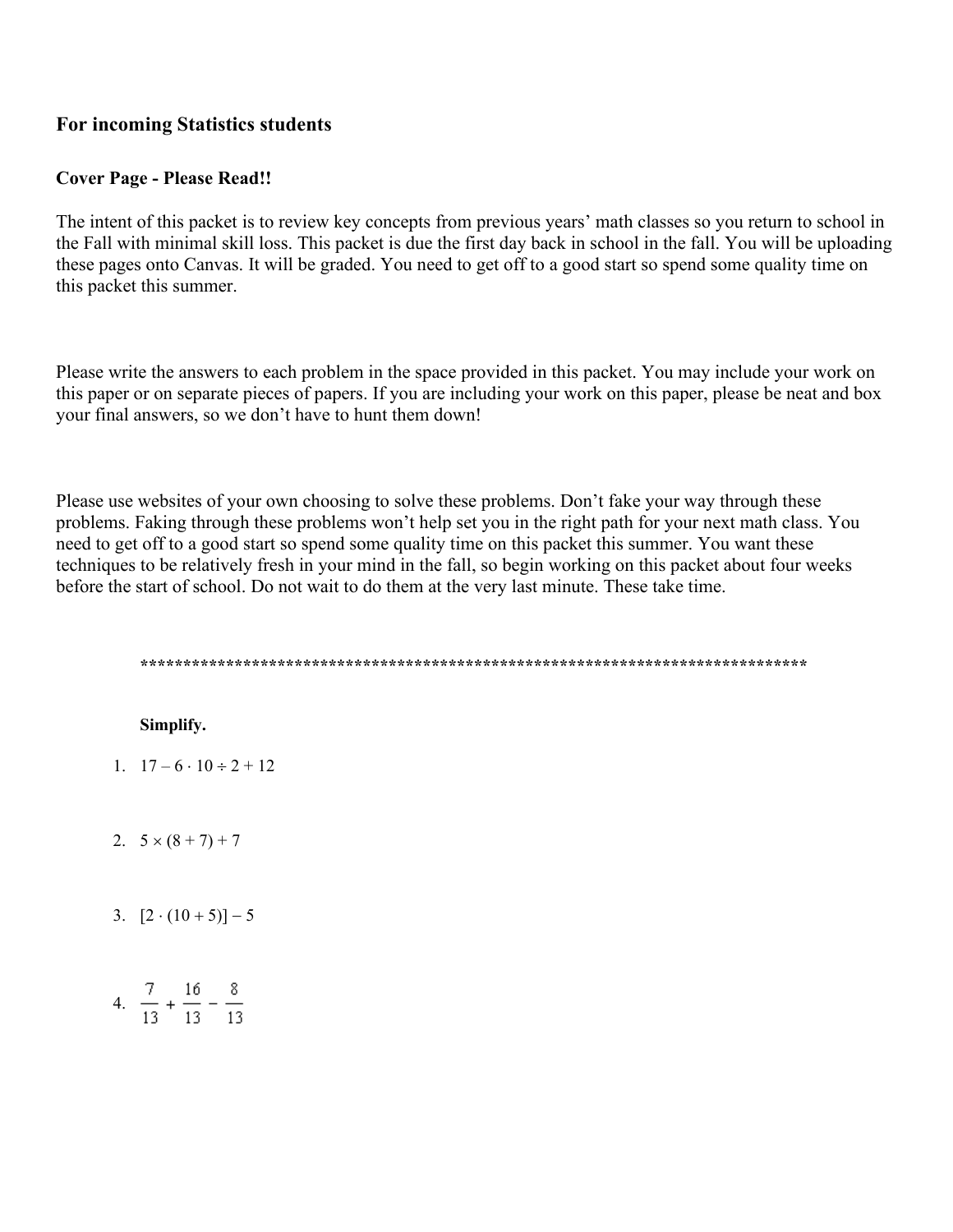### For incoming Statistics students

**Cover Page - Please Read!!**

The intent of this packet is to review key concepts from previous years' math classes so you return to school in the Fall with minimal skill loss. This packet is due the first day back in school in the fall. You will be uploading these pages onto Canvas. It will be graded. You need to get off to a good start so spend some quality time on this packet this summer.

Please write the answers to each problem in the space provided in this packet. You may include your work on this paper or on separate pieces of papers. If you are including your work on this paper, please be neat and box your final answers, so we don't have to hunt them down!

Please use websites of your own choosing to solve these problems. Don't fake your way through these problems. Faking through these problems won't help set you in the right path for your next math class. You need to get off to a good start so spend some quality time on this packet this summer. You want these techniques to be relatively fresh in your mind in the fall, so begin working on this packet about four weeks before the start of school. Do not wait to do them at the very last minute. These take time.

*********************************************************************************

**Simplify.**

1. $17 - 6 \cdot 10 \div 2 + 12$

2. $5 \times (8 + 7) + 7$

3. $[2 \cdot (10 + 5)] - 5$

4. $\frac{7}{13} + \frac{16}{13} - \frac{8}{13}$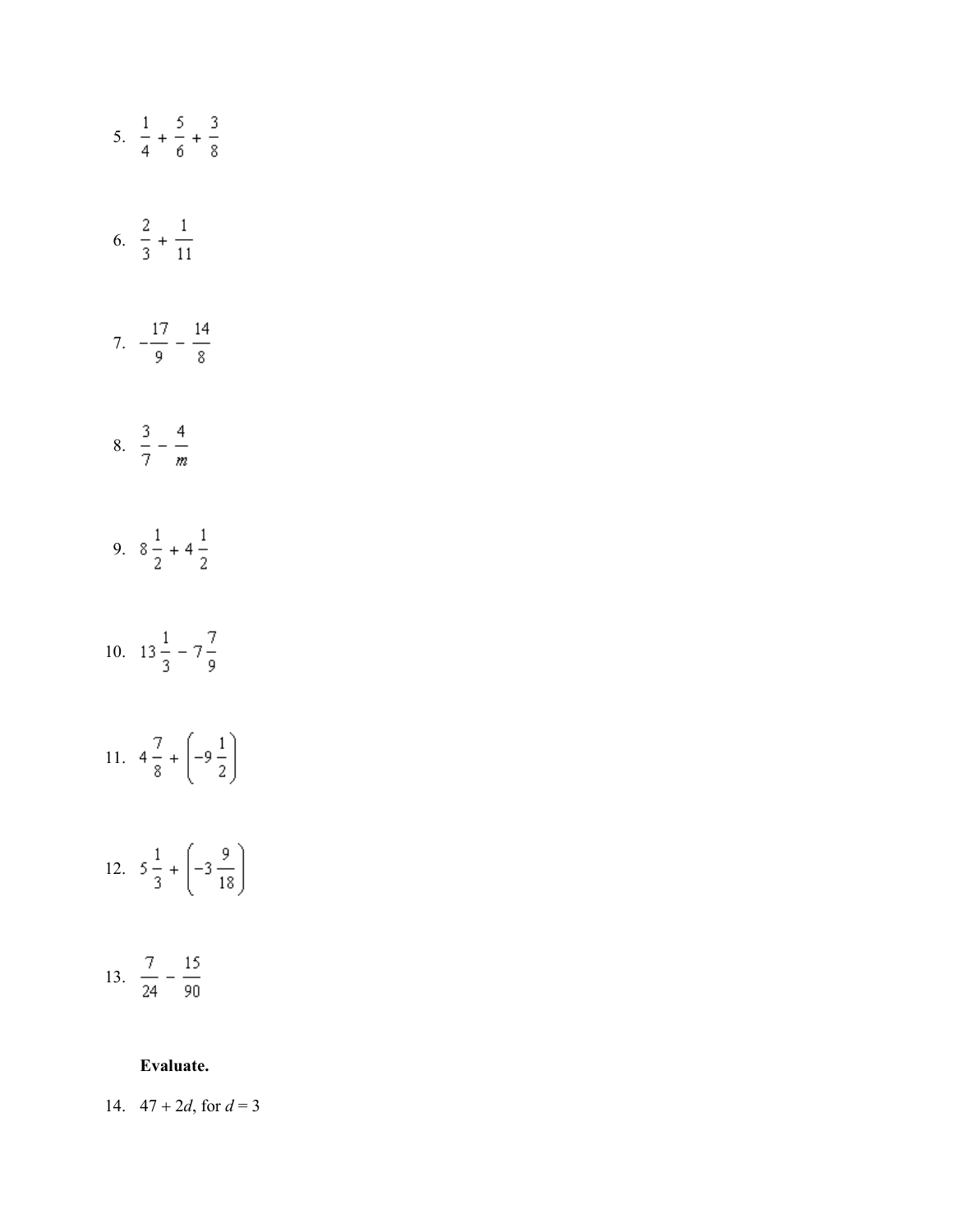5. $\frac{1}{4} + \frac{5}{6} + \frac{3}{8}$

6. $\frac{2}{3} + \frac{1}{11}$

7. $-\frac{17}{9} - \frac{14}{8}$

8. $\frac{3}{7} - \frac{4}{m}$

9. $8\frac{1}{2} + 4\frac{1}{2}$

10. $13\frac{1}{3} - 7\frac{7}{9}$

11. $4\frac{7}{8} + \left(-9\frac{1}{2}\right)$

12. $5\frac{1}{3} + \left(-3\frac{9}{18}\right)$

13. $\frac{7}{24} - \frac{15}{90}$

**Evaluate.**

14. $47 + 2d$, for $d = 3$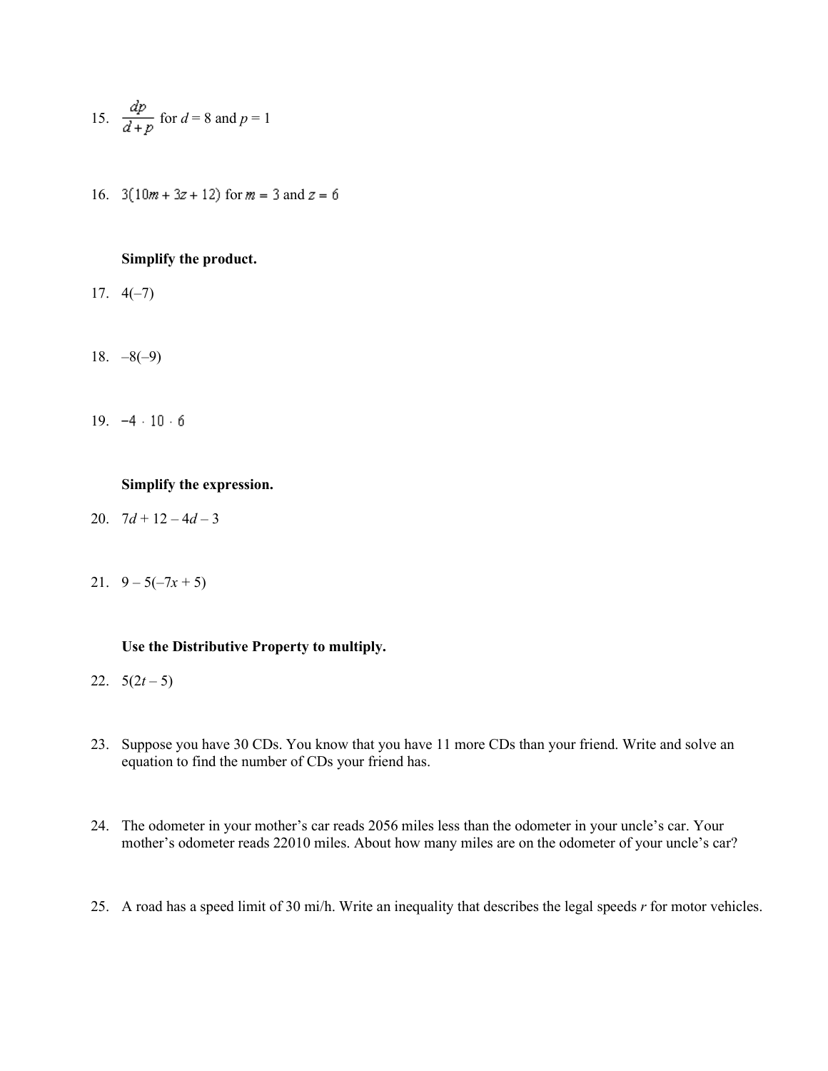15. $\dfrac{dp}{d+p}$ for $d = 8$ and $p = 1$

16. $3(10m + 3z + 12)$ for $m = 3$ and $z = 6$

**Simplify the product.**

17. $4(-7)$

18. $-8(-9)$

19. $-4 \cdot 10 \cdot 6$

**Simplify the expression.**

20. $7d + 12 - 4d - 3$

21. $9 - 5(-7x + 5)$

**Use the Distributive Property to multiply.**

22. $5(2t - 5)$

23. Suppose you have 30 CDs. You know that you have 11 more CDs than your friend. Write and solve an equation to find the number of CDs your friend has.

24. The odometer in your mother's car reads 2056 miles less than the odometer in your uncle's car. Your mother's odometer reads 22010 miles. About how many miles are on the odometer of your uncle's car?

25. A road has a speed limit of 30 mi/h. Write an inequality that describes the legal speeds $r$ for motor vehicles.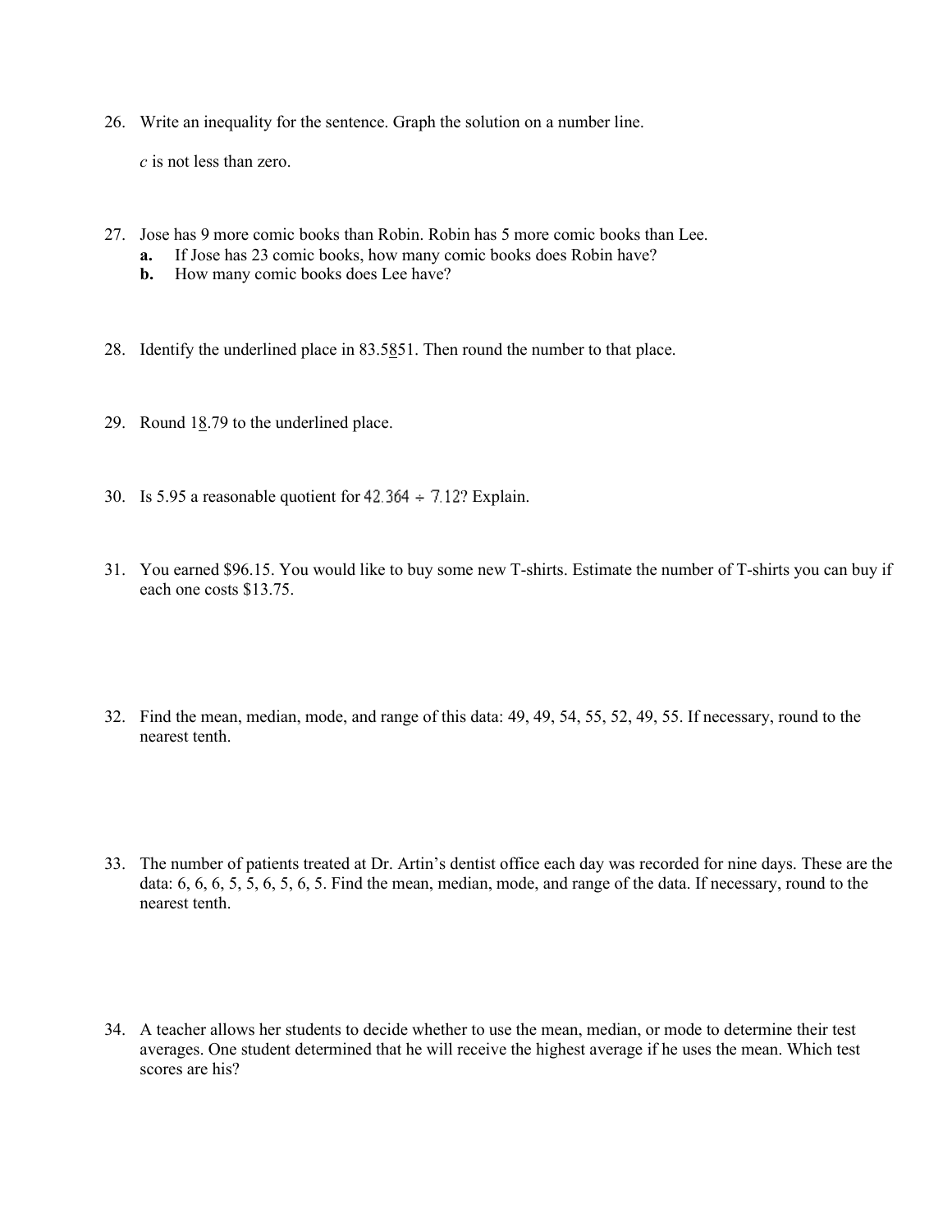26. Write an inequality for the sentence. Graph the solution on a number line.

    *c* is not less than zero.

27. Jose has 9 more comic books than Robin. Robin has 5 more comic books than Lee.
    - **a.** If Jose has 23 comic books, how many comic books does Robin have?
    - **b.** How many comic books does Lee have?

28. Identify the underlined place in 83.5<u>8</u>51. Then round the number to that place.

29. Round 1<u>8</u>.79 to the underlined place.

30. Is 5.95 a reasonable quotient for $42.364 \div 7.12$? Explain.

31. You earned \$96.15. You would like to buy some new T-shirts. Estimate the number of T-shirts you can buy if each one costs \$13.75.

32. Find the mean, median, mode, and range of this data: 49, 49, 54, 55, 52, 49, 55. If necessary, round to the nearest tenth.

33. The number of patients treated at Dr. Artin's dentist office each day was recorded for nine days. These are the data: 6, 6, 6, 5, 5, 6, 5, 6, 5. Find the mean, median, mode, and range of the data. If necessary, round to the nearest tenth.

34. A teacher allows her students to decide whether to use the mean, median, or mode to determine their test averages. One student determined that he will receive the highest average if he uses the mean. Which test scores are his?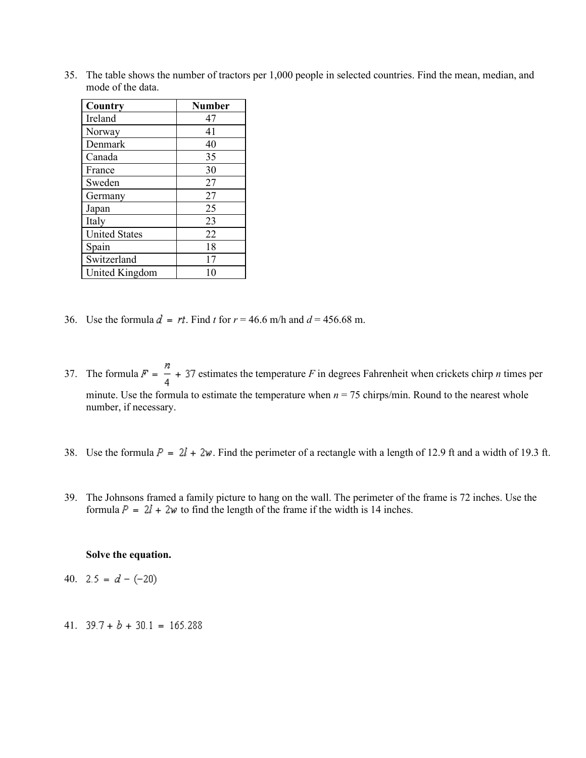35. The table shows the number of tractors per 1,000 people in selected countries. Find the mean, median, and mode of the data.

| Country | Number |
|---|---|
| Ireland | 47 |
| Norway | 41 |
| Denmark | 40 |
| Canada | 35 |
| France | 30 |
| Sweden | 27 |
| Germany | 27 |
| Japan | 25 |
| Italy | 23 |
| United States | 22 |
| Spain | 18 |
| Switzerland | 17 |
| United Kingdom | 10 |

36. Use the formula $d = rt$. Find $t$ for $r$ = 46.6 m/h and $d$ = 456.68 m.

37. The formula $F = \frac{n}{4} + 37$ estimates the temperature $F$ in degrees Fahrenheit when crickets chirp $n$ times per minute. Use the formula to estimate the temperature when $n$ = 75 chirps/min. Round to the nearest whole number, if necessary.

38. Use the formula $P = 2l + 2w$. Find the perimeter of a rectangle with a length of 12.9 ft and a width of 19.3 ft.

39. The Johnsons framed a family picture to hang on the wall. The perimeter of the frame is 72 inches. Use the formula $P = 2l + 2w$ to find the length of the frame if the width is 14 inches.

**Solve the equation.**

40. $2.5 = d - (-20)$

41. $39.7 + b + 30.1 = 165.288$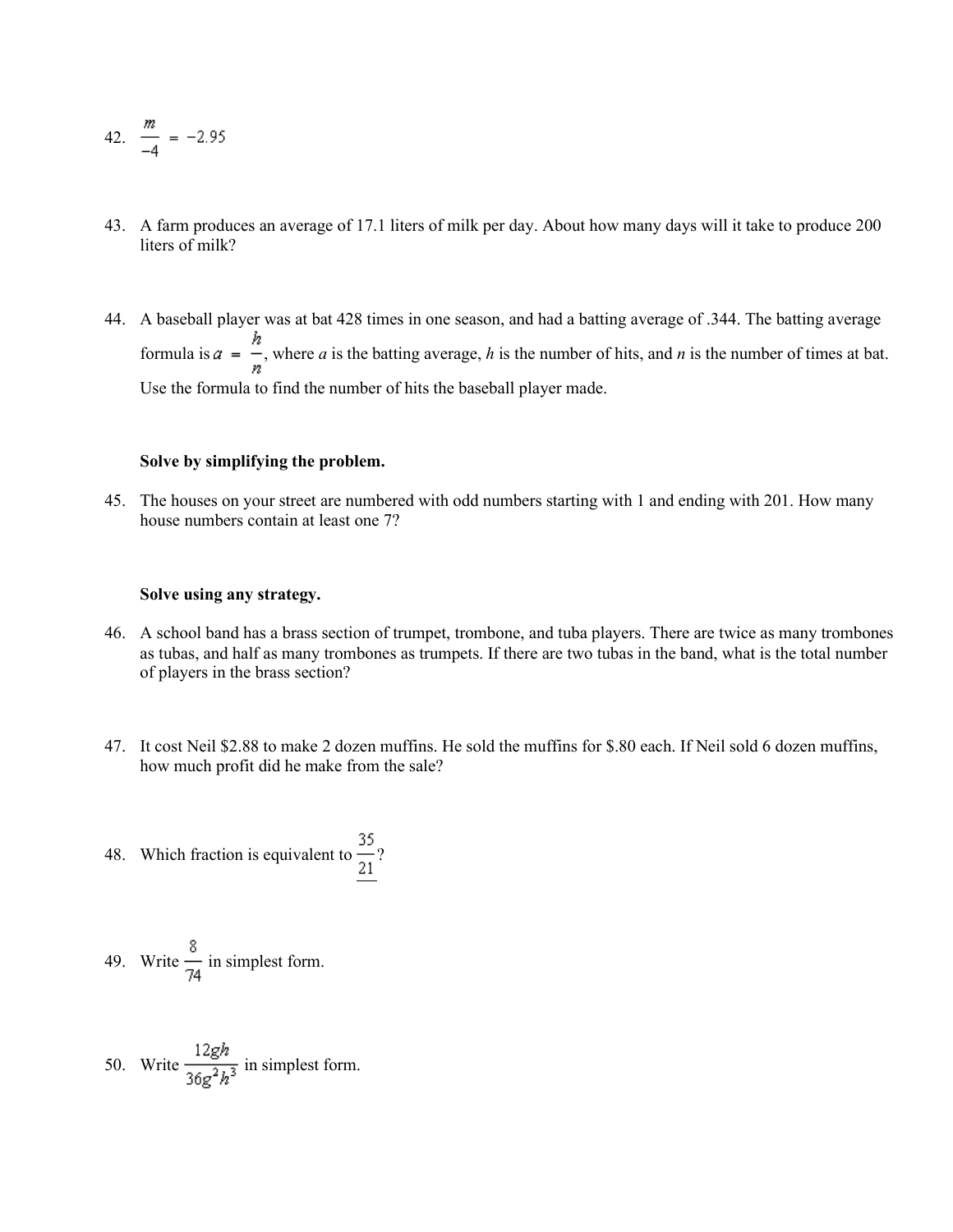42. $\dfrac{m}{-4} = -2.95$

43. A farm produces an average of 17.1 liters of milk per day. About how many days will it take to produce 200 liters of milk?

44. A baseball player was at bat 428 times in one season, and had a batting average of .344. The batting average formula is $a = \dfrac{h}{n}$, where *a* is the batting average, *h* is the number of hits, and *n* is the number of times at bat. Use the formula to find the number of hits the baseball player made.

**Solve by simplifying the problem.**

45. The houses on your street are numbered with odd numbers starting with 1 and ending with 201. How many house numbers contain at least one 7?

**Solve using any strategy.**

46. A school band has a brass section of trumpet, trombone, and tuba players. There are twice as many trombones as tubas, and half as many trombones as trumpets. If there are two tubas in the band, what is the total number of players in the brass section?

47. It cost Neil $2.88 to make 2 dozen muffins. He sold the muffins for $.80 each. If Neil sold 6 dozen muffins, how much profit did he make from the sale?

48. Which fraction is equivalent to $\dfrac{35}{21}$?

49. Write $\dfrac{8}{74}$ in simplest form.

50. Write $\dfrac{12gh}{36g^2h^3}$ in simplest form.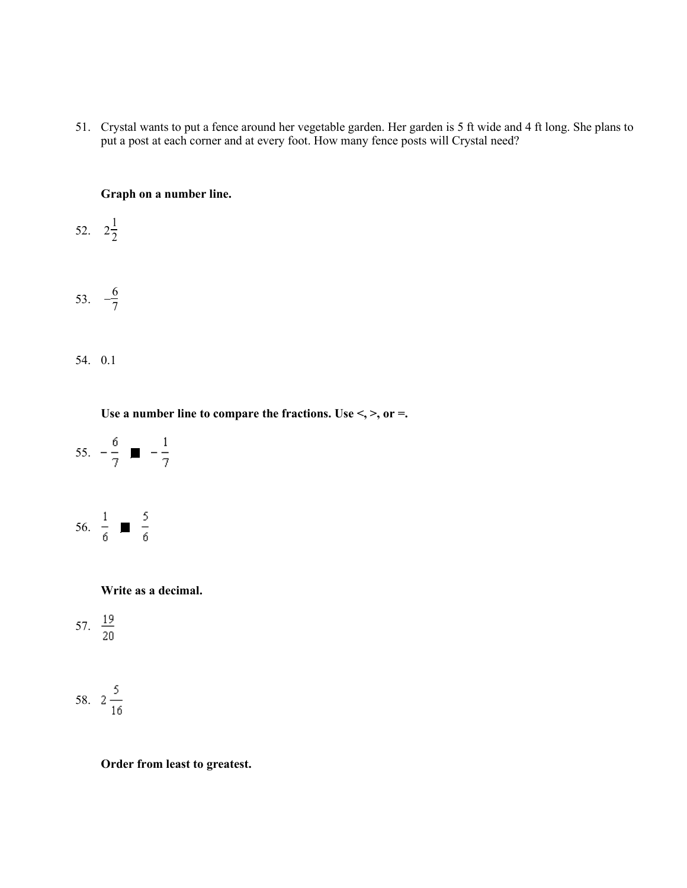51. Crystal wants to put a fence around her vegetable garden. Her garden is 5 ft wide and 4 ft long. She plans to put a post at each corner and at every foot. How many fence posts will Crystal need?

**Graph on a number line.**

52. $2\frac{1}{2}$

53. $-\frac{6}{7}$

54. 0.1

**Use a number line to compare the fractions. Use <, >, or =.**

55. $-\frac{6}{7}$ ■ $-\frac{1}{7}$

56. $\frac{1}{6}$ ■ $\frac{5}{6}$

**Write as a decimal.**

57. $\frac{19}{20}$

58. $2\frac{5}{16}$

**Order from least to greatest.**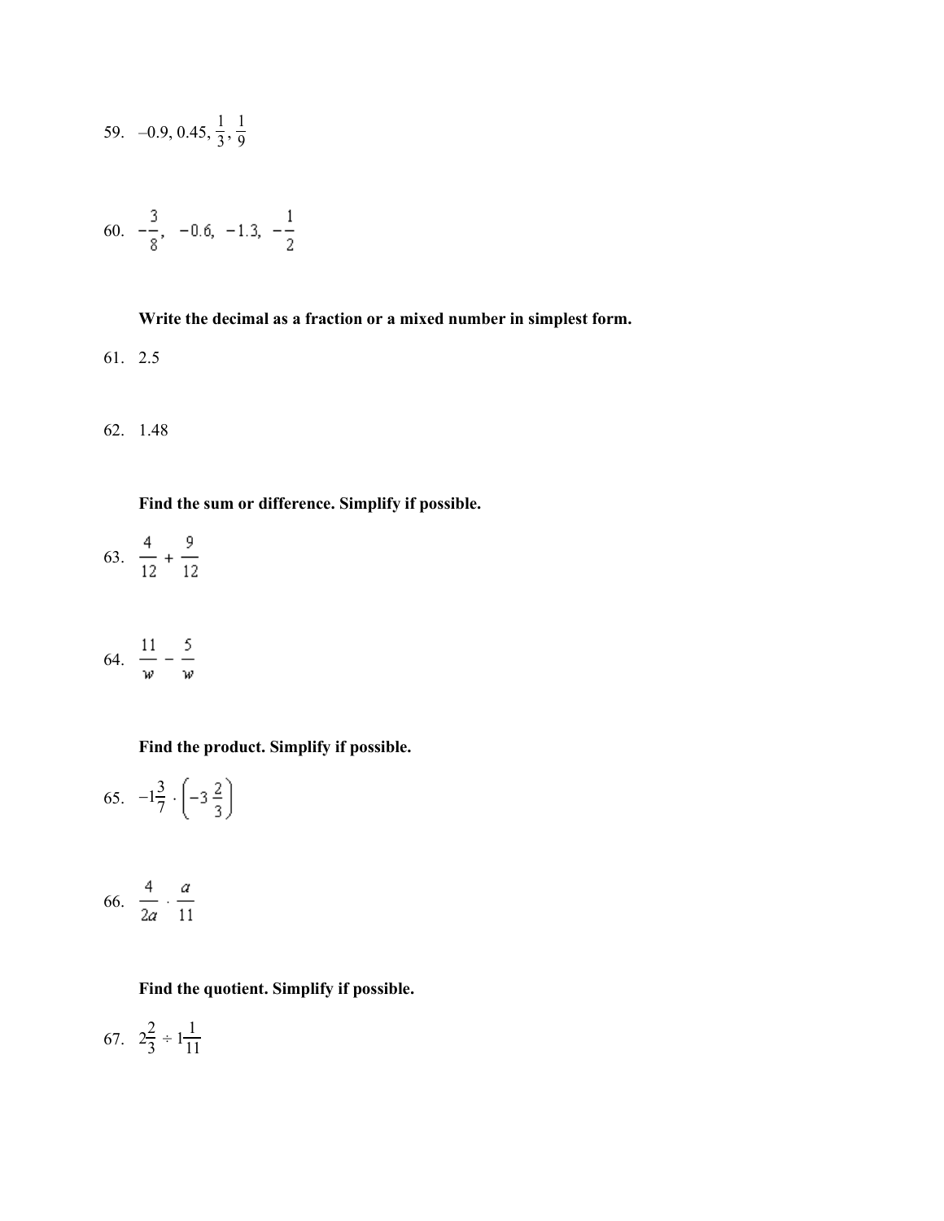59. $-0.9, 0.45, \frac{1}{3}, \frac{1}{9}$

60. $-\frac{3}{8}, \; -0.6, \; -1.3, \; -\frac{1}{2}$

**Write the decimal as a fraction or a mixed number in simplest form.**

61. 2.5

62. 1.48

**Find the sum or difference. Simplify if possible.**

63. $\frac{4}{12} + \frac{9}{12}$

64. $\frac{11}{w} - \frac{5}{w}$

**Find the product. Simplify if possible.**

65. $-1\frac{3}{7} \cdot \left(-3\frac{2}{3}\right)$

66. $\frac{4}{2a} \cdot \frac{a}{11}$

**Find the quotient. Simplify if possible.**

67. $2\frac{2}{3} \div 1\frac{1}{11}$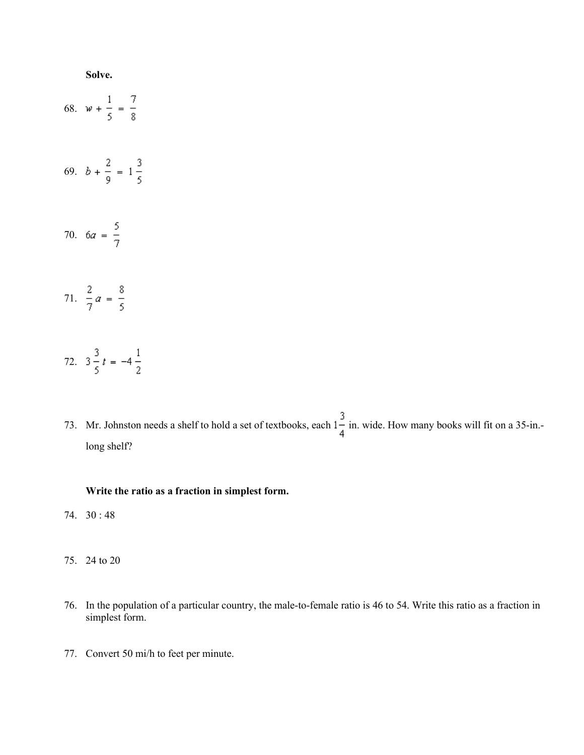**Solve.**

68. $w + \frac{1}{5} = \frac{7}{8}$

69. $b + \frac{2}{9} = 1\frac{3}{5}$

70. $6a = \frac{5}{7}$

71. $\frac{2}{7}a = \frac{8}{5}$

72. $3\frac{3}{5}t = -4\frac{1}{2}$

73. Mr. Johnston needs a shelf to hold a set of textbooks, each $1\frac{3}{4}$ in. wide. How many books will fit on a 35-in.-long shelf?

**Write the ratio as a fraction in simplest form.**

74. 30 : 48

75. 24 to 20

76. In the population of a particular country, the male-to-female ratio is 46 to 54. Write this ratio as a fraction in simplest form.

77. Convert 50 mi/h to feet per minute.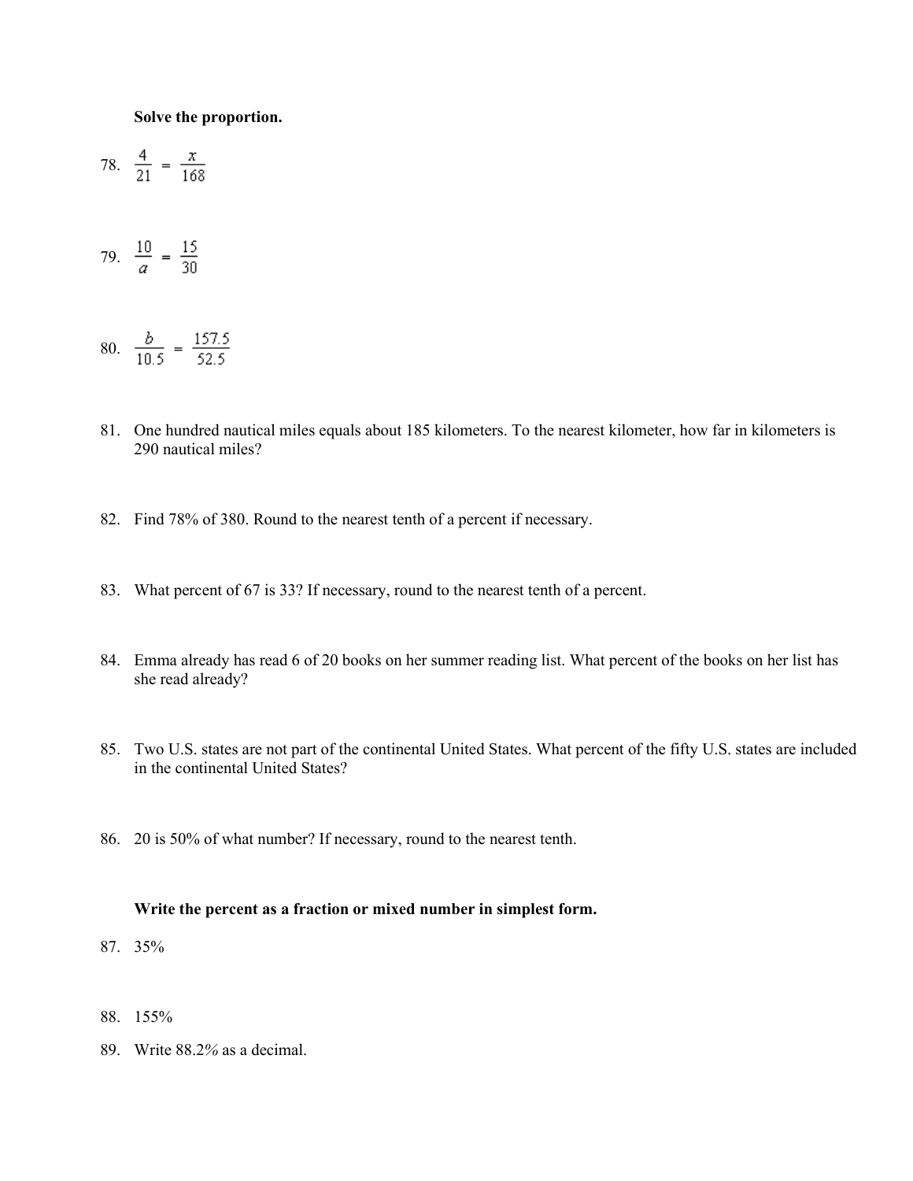**Solve the proportion.**

78. $\frac{4}{21} = \frac{x}{168}$

79. $\frac{10}{a} = \frac{15}{30}$

80. $\frac{b}{10.5} = \frac{157.5}{52.5}$

81. One hundred nautical miles equals about 185 kilometers. To the nearest kilometer, how far in kilometers is 290 nautical miles?

82. Find 78% of 380. Round to the nearest tenth of a percent if necessary.

83. What percent of 67 is 33? If necessary, round to the nearest tenth of a percent.

84. Emma already has read 6 of 20 books on her summer reading list. What percent of the books on her list has she read already?

85. Two U.S. states are not part of the continental United States. What percent of the fifty U.S. states are included in the continental United States?

86. 20 is 50% of what number? If necessary, round to the nearest tenth.

**Write the percent as a fraction or mixed number in simplest form.**

87. 35%

88. 155%

89. Write 88.2% as a decimal.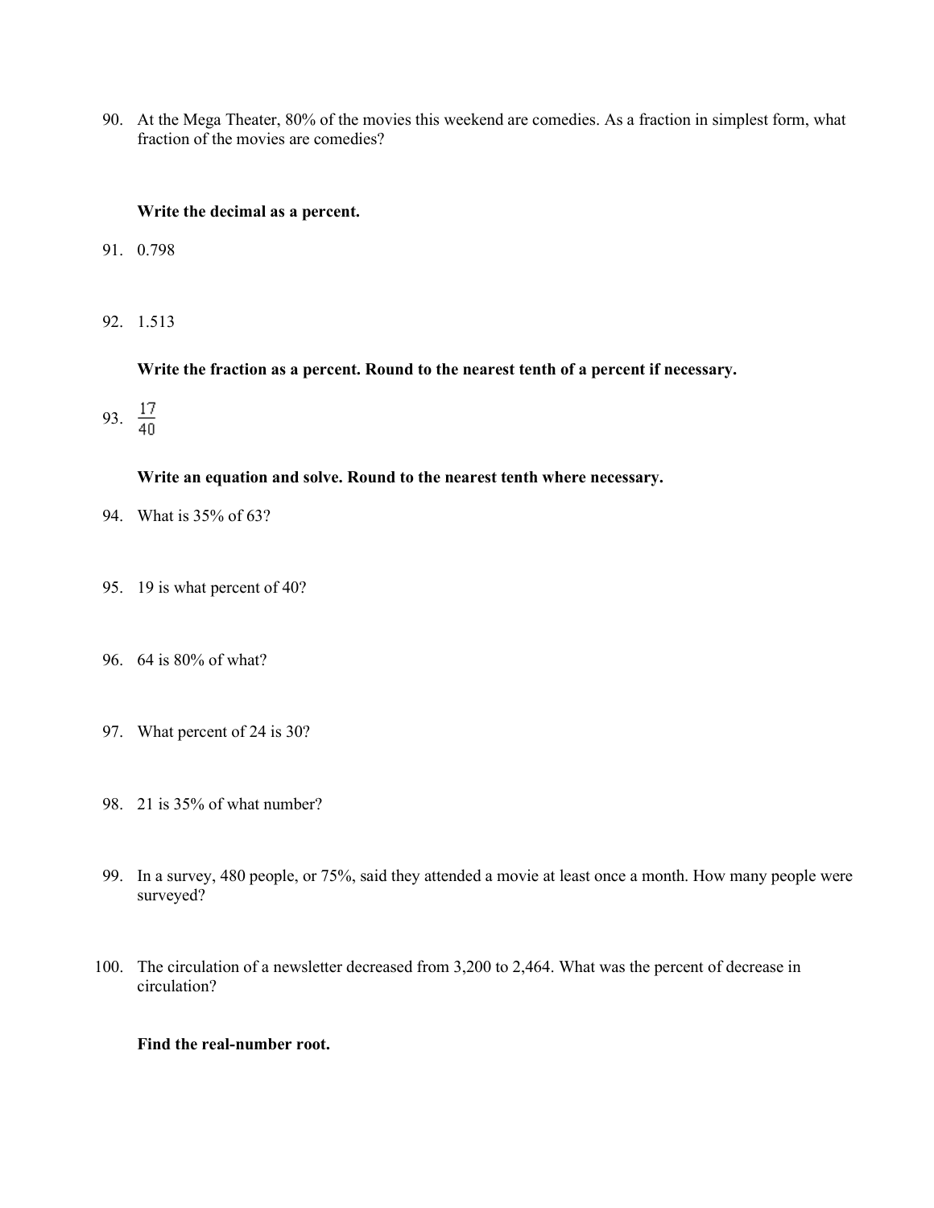90. At the Mega Theater, 80% of the movies this weekend are comedies. As a fraction in simplest form, what fraction of the movies are comedies?

**Write the decimal as a percent.**

91. 0.798

92. 1.513

**Write the fraction as a percent. Round to the nearest tenth of a percent if necessary.**

93. $\frac{17}{40}$

**Write an equation and solve. Round to the nearest tenth where necessary.**

94. What is 35% of 63?

95. 19 is what percent of 40?

96. 64 is 80% of what?

97. What percent of 24 is 30?

98. 21 is 35% of what number?

99. In a survey, 480 people, or 75%, said they attended a movie at least once a month. How many people were surveyed?

100. The circulation of a newsletter decreased from 3,200 to 2,464. What was the percent of decrease in circulation?

**Find the real-number root.**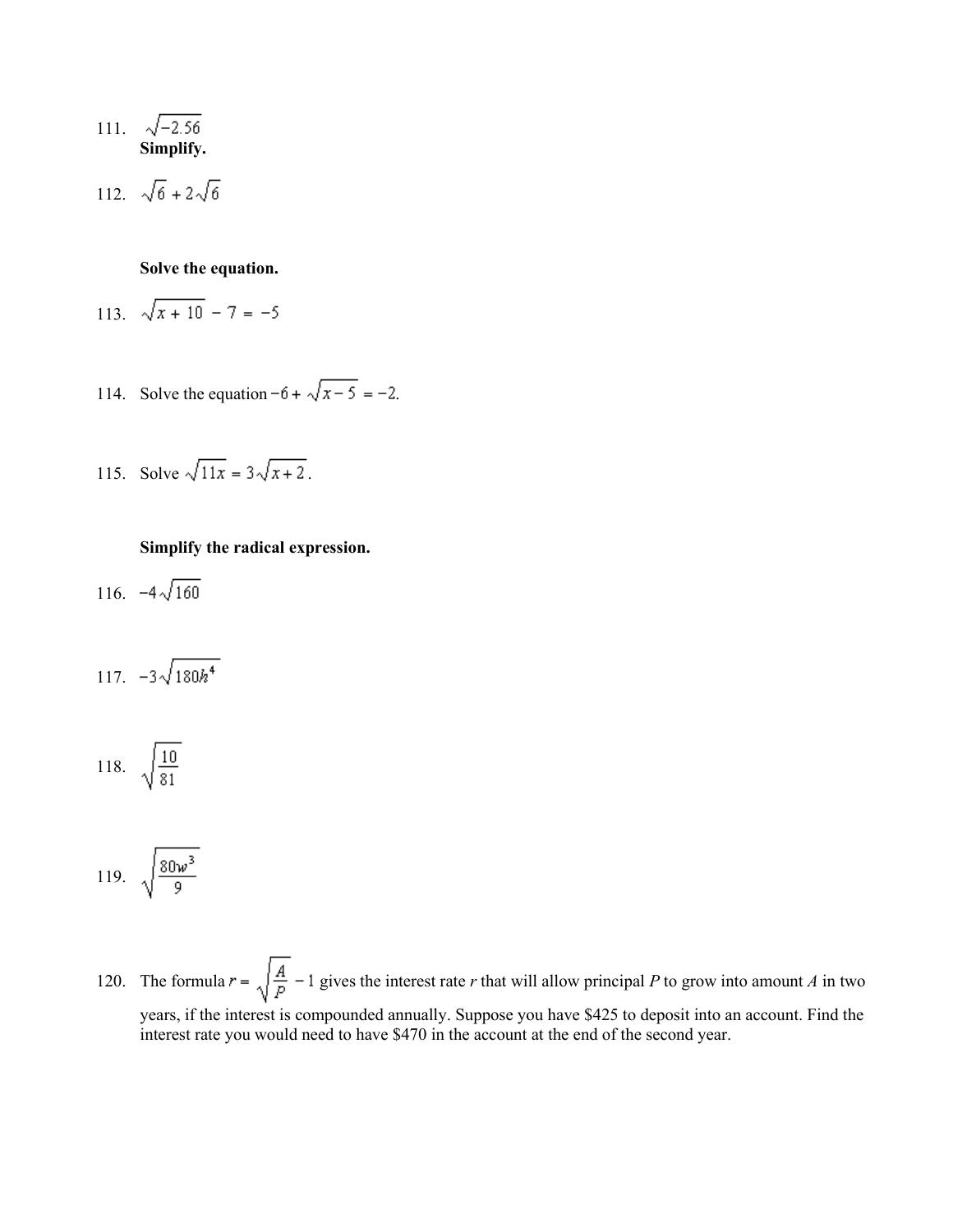111. $\sqrt{-2.56}$

**Simplify.**

112. $\sqrt{6} + 2\sqrt{6}$

**Solve the equation.**

113. $\sqrt{x + 10} - 7 = -5$

114. Solve the equation $-6 + \sqrt{x - 5} = -2$.

115. Solve $\sqrt{11x} = 3\sqrt{x + 2}$.

**Simplify the radical expression.**

116. $-4\sqrt{160}$

117. $-3\sqrt{180h^4}$

118. $\sqrt{\dfrac{10}{81}}$

119. $\sqrt{\dfrac{80w^3}{9}}$

120. The formula $r = \sqrt{\dfrac{A}{P}} - 1$ gives the interest rate $r$ that will allow principal $P$ to grow into amount $A$ in two years, if the interest is compounded annually. Suppose you have \$425 to deposit into an account. Find the interest rate you would need to have \$470 in the account at the end of the second year.